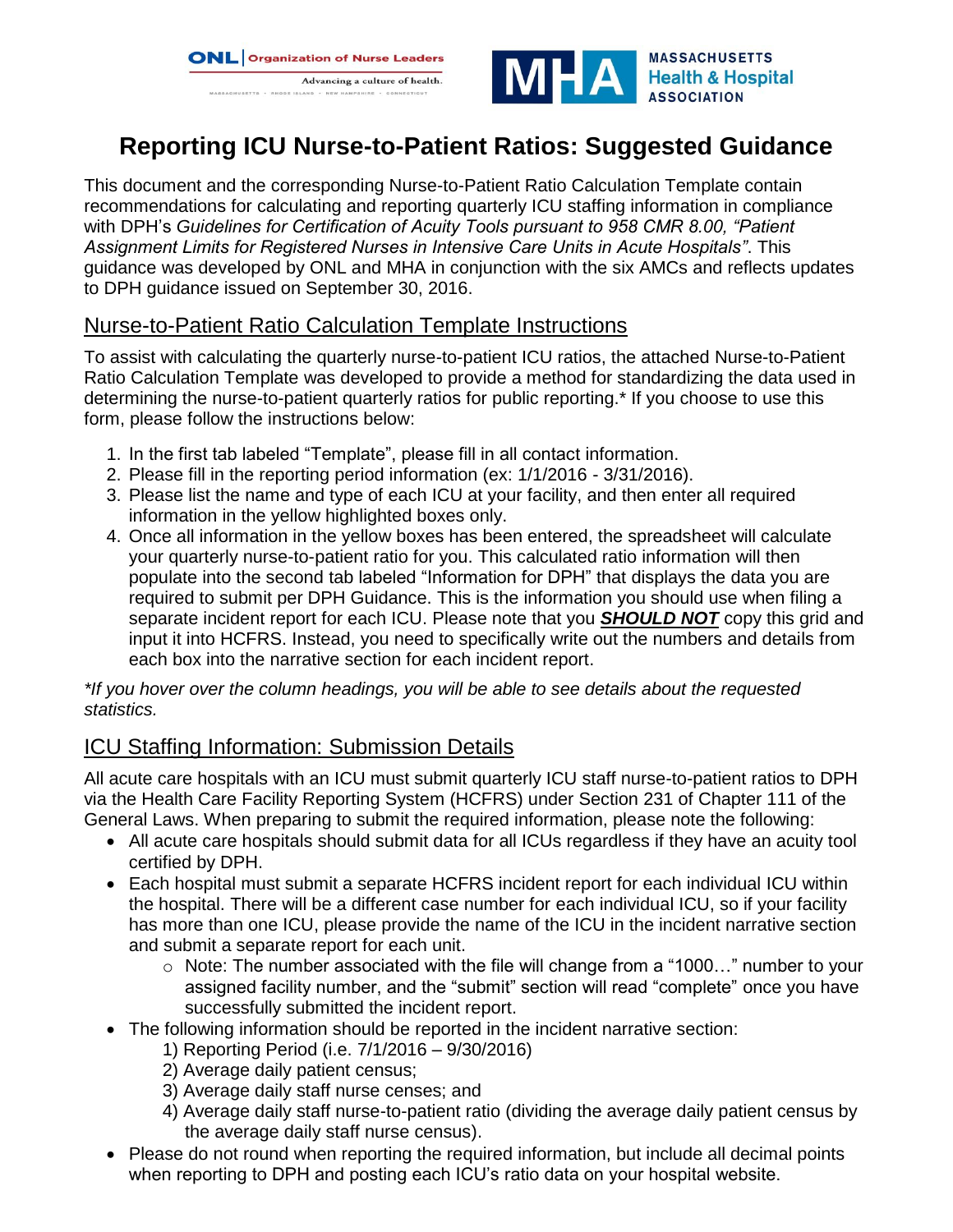# Reporting ICU Nurse-to-Patient Ratios: Suggested Guidance

This document and the corresponding Nurse-to-Patient Ratio Calculation Template contain recommendations for calculating and reporting quarterly ICU staffing information in compliance with DPH's *Guidelines for Certification of Acuity Tools pursuant to 958 CMR 8.00, "Patient Assignment Limits for Registered Nurses in Intensive Care Units in Acute Hospitals"*. This guidance was developed by ONL and MHA in conjunction with the six AMCs and reflects updates to DPH guidance issued on September 30, 2016.

## Nurse-to-Patient Ratio Calculation Template Instructions

To assist with calculating the quarterly nurse-to-patient ICU ratios, the attached Nurse-to-Patient Ratio Calculation Template was developed to provide a method for standardizing the data used in determining the nurse-to-patient quarterly ratios for public reporting.* If you choose to use this form, please follow the instructions below:

1. In the first tab labeled "Template", please fill in all contact information.
2. Please fill in the reporting period information (ex: 1/1/2016 - 3/31/2016).
3. Please list the name and type of each ICU at your facility, and then enter all required information in the yellow highlighted boxes only.
4. Once all information in the yellow boxes has been entered, the spreadsheet will calculate your quarterly nurse-to-patient ratio for you. This calculated ratio information will then populate into the second tab labeled "Information for DPH" that displays the data you are required to submit per DPH Guidance. This is the information you should use when filing a separate incident report for each ICU. Please note that you ***SHOULD NOT*** copy this grid and input it into HCFRS. Instead, you need to specifically write out the numbers and details from each box into the narrative section for each incident report.

*\*If you hover over the column headings, you will be able to see details about the requested statistics.*

## ICU Staffing Information: Submission Details

All acute care hospitals with an ICU must submit quarterly ICU staff nurse-to-patient ratios to DPH via the Health Care Facility Reporting System (HCFRS) under Section 231 of Chapter 111 of the General Laws. When preparing to submit the required information, please note the following:

- All acute care hospitals should submit data for all ICUs regardless if they have an acuity tool certified by DPH.
- Each hospital must submit a separate HCFRS incident report for each individual ICU within the hospital. There will be a different case number for each individual ICU, so if your facility has more than one ICU, please provide the name of the ICU in the incident narrative section and submit a separate report for each unit.
  - Note: The number associated with the file will change from a "1000…" number to your assigned facility number, and the "submit" section will read "complete" once you have successfully submitted the incident report.
- The following information should be reported in the incident narrative section:
  1) Reporting Period (i.e. 7/1/2016 – 9/30/2016)
  2) Average daily patient census;
  3) Average daily staff nurse censes; and
  4) Average daily staff nurse-to-patient ratio (dividing the average daily patient census by the average daily staff nurse census).
- Please do not round when reporting the required information, but include all decimal points when reporting to DPH and posting each ICU's ratio data on your hospital website.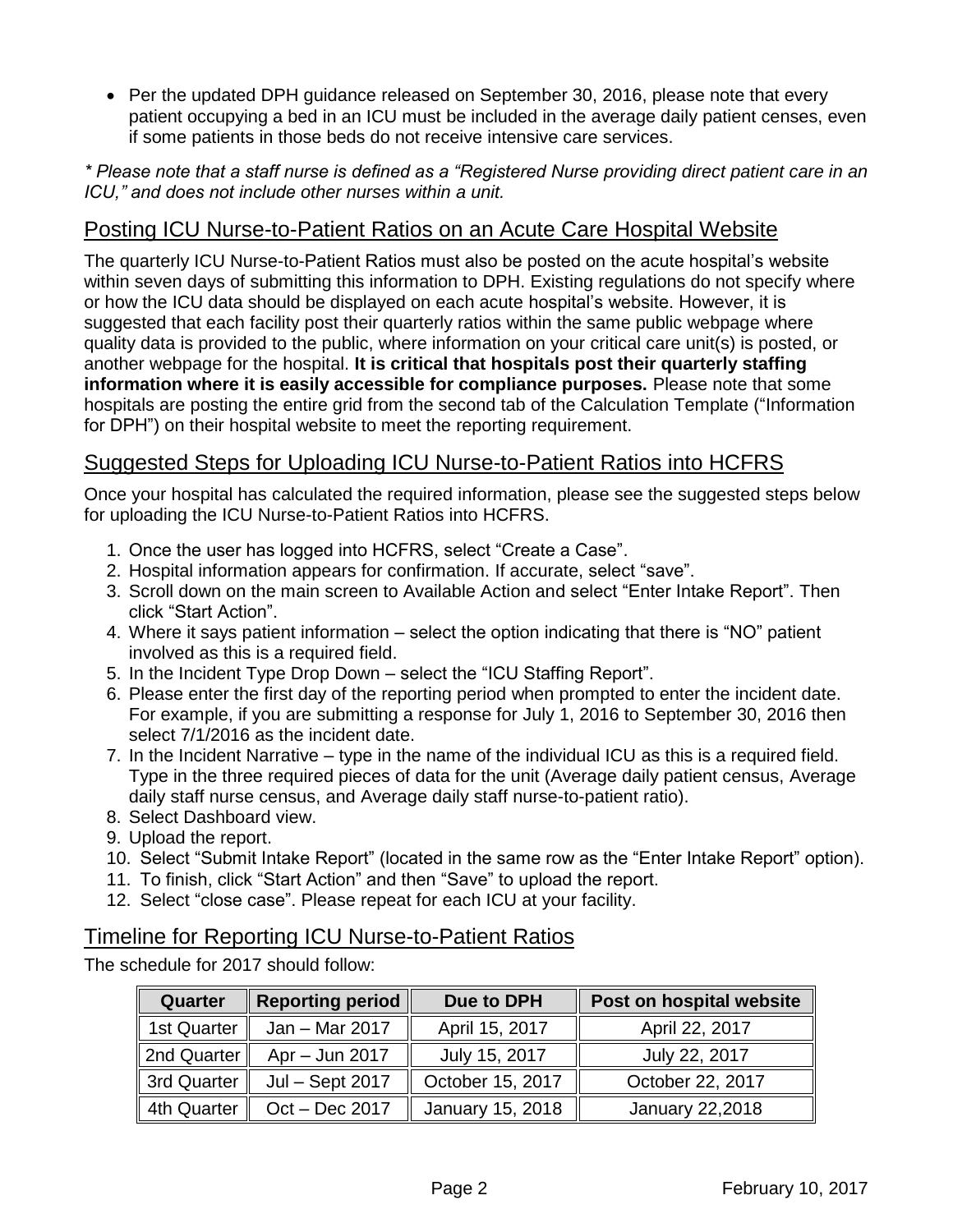- Per the updated DPH guidance released on September 30, 2016, please note that every patient occupying a bed in an ICU must be included in the average daily patient censes, even if some patients in those beds do not receive intensive care services.

*\* Please note that a staff nurse is defined as a "Registered Nurse providing direct patient care in an ICU," and does not include other nurses within a unit.*

## Posting ICU Nurse-to-Patient Ratios on an Acute Care Hospital Website

The quarterly ICU Nurse-to-Patient Ratios must also be posted on the acute hospital's website within seven days of submitting this information to DPH. Existing regulations do not specify where or how the ICU data should be displayed on each acute hospital's website. However, it is suggested that each facility post their quarterly ratios within the same public webpage where quality data is provided to the public, where information on your critical care unit(s) is posted, or another webpage for the hospital. **It is critical that hospitals post their quarterly staffing information where it is easily accessible for compliance purposes.** Please note that some hospitals are posting the entire grid from the second tab of the Calculation Template ("Information for DPH") on their hospital website to meet the reporting requirement.

## Suggested Steps for Uploading ICU Nurse-to-Patient Ratios into HCFRS

Once your hospital has calculated the required information, please see the suggested steps below for uploading the ICU Nurse-to-Patient Ratios into HCFRS.

1. Once the user has logged into HCFRS, select "Create a Case".
2. Hospital information appears for confirmation. If accurate, select "save".
3. Scroll down on the main screen to Available Action and select "Enter Intake Report". Then click "Start Action".
4. Where it says patient information – select the option indicating that there is "NO" patient involved as this is a required field.
5. In the Incident Type Drop Down – select the "ICU Staffing Report".
6. Please enter the first day of the reporting period when prompted to enter the incident date. For example, if you are submitting a response for July 1, 2016 to September 30, 2016 then select 7/1/2016 as the incident date.
7. In the Incident Narrative – type in the name of the individual ICU as this is a required field. Type in the three required pieces of data for the unit (Average daily patient census, Average daily staff nurse census, and Average daily staff nurse-to-patient ratio).
8. Select Dashboard view.
9. Upload the report.
10. Select "Submit Intake Report" (located in the same row as the "Enter Intake Report" option).
11. To finish, click "Start Action" and then "Save" to upload the report.
12. Select "close case". Please repeat for each ICU at your facility.

## Timeline for Reporting ICU Nurse-to-Patient Ratios

The schedule for 2017 should follow:

| Quarter | Reporting period | Due to DPH | Post on hospital website |
|---|---|---|---|
| 1st Quarter | Jan – Mar 2017 | April 15, 2017 | April 22, 2017 |
| 2nd Quarter | Apr – Jun 2017 | July 15, 2017 | July 22, 2017 |
| 3rd Quarter | Jul – Sept 2017 | October 15, 2017 | October 22, 2017 |
| 4th Quarter | Oct – Dec 2017 | January 15, 2018 | January 22,2018 |